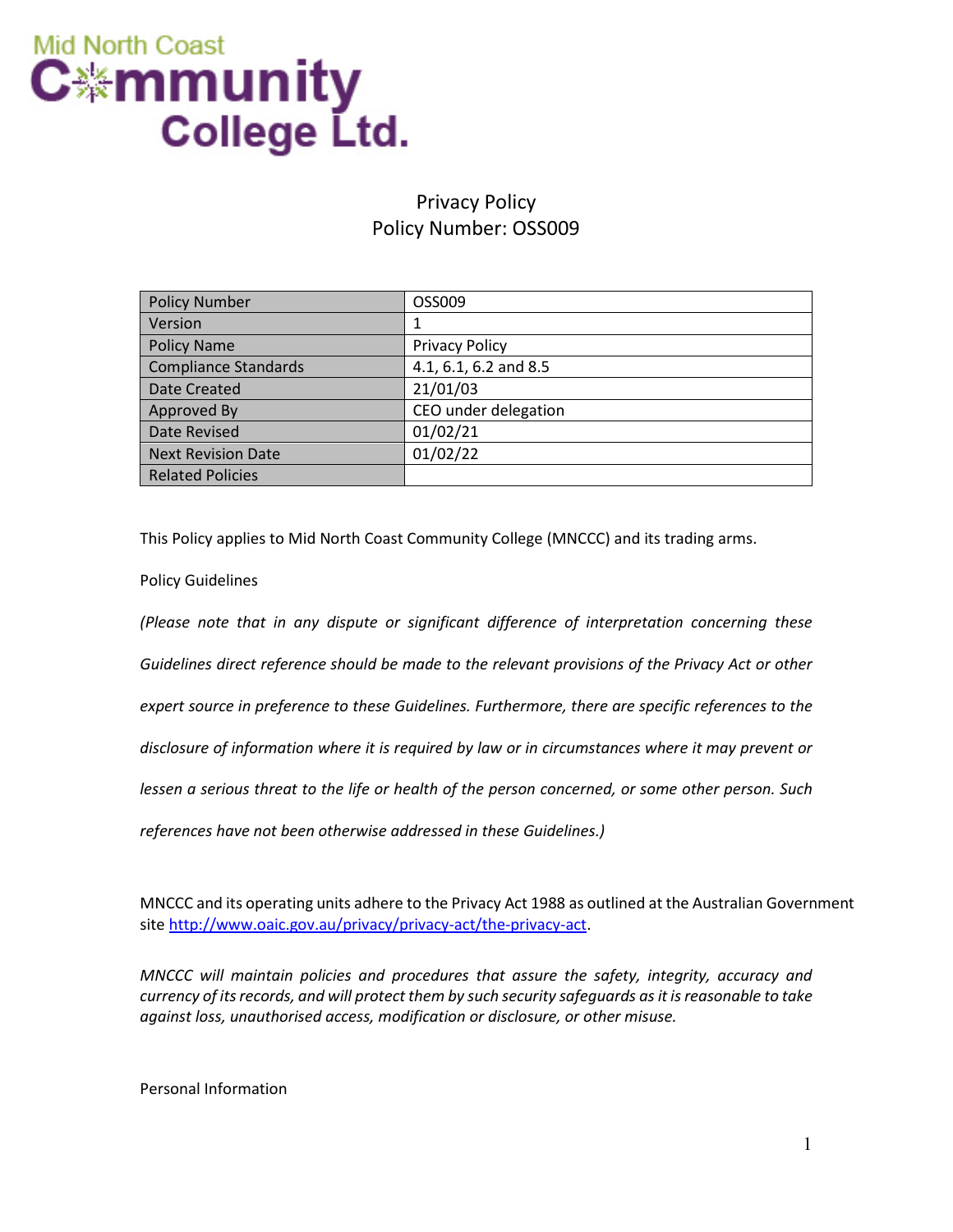Mid North Coast Community College Ltd.

# Privacy Policy
## Policy Number: OSS009

| Policy Number | OSS009 |
|---|---|
| Version | 1 |
| Policy Name | Privacy Policy |
| Compliance Standards | 4.1, 6.1, 6.2 and 8.5 |
| Date Created | 21/01/03 |
| Approved By | CEO under delegation |
| Date Revised | 01/02/21 |
| Next Revision Date | 01/02/22 |
| Related Policies | |

This Policy applies to Mid North Coast Community College (MNCCC) and its trading arms.

Policy Guidelines

*(Please note that in any dispute or significant difference of interpretation concerning these Guidelines direct reference should be made to the relevant provisions of the Privacy Act or other expert source in preference to these Guidelines. Furthermore, there are specific references to the disclosure of information where it is required by law or in circumstances where it may prevent or lessen a serious threat to the life or health of the person concerned, or some other person. Such references have not been otherwise addressed in these Guidelines.)*

MNCCC and its operating units adhere to the Privacy Act 1988 as outlined at the Australian Government site [http://www.oaic.gov.au/privacy/privacy-act/the-privacy-act](http://www.oaic.gov.au/privacy/privacy-act/the-privacy-act).

*MNCCC will maintain policies and procedures that assure the safety, integrity, accuracy and currency of its records, and will protect them by such security safeguards as it is reasonable to take against loss, unauthorised access, modification or disclosure, or other misuse.*

Personal Information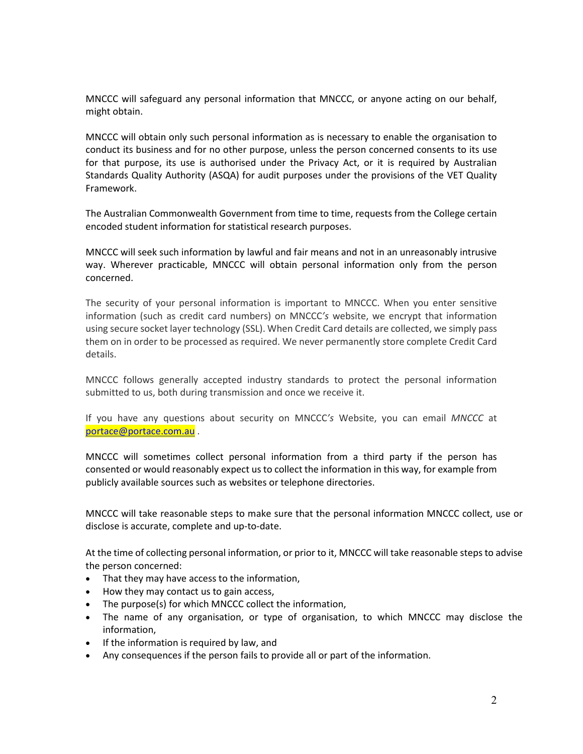MNCCC will safeguard any personal information that MNCCC, or anyone acting on our behalf, might obtain.

MNCCC will obtain only such personal information as is necessary to enable the organisation to conduct its business and for no other purpose, unless the person concerned consents to its use for that purpose, its use is authorised under the Privacy Act, or it is required by Australian Standards Quality Authority (ASQA) for audit purposes under the provisions of the VET Quality Framework.

The Australian Commonwealth Government from time to time, requests from the College certain encoded student information for statistical research purposes.

MNCCC will seek such information by lawful and fair means and not in an unreasonably intrusive way. Wherever practicable, MNCCC will obtain personal information only from the person concerned.

The security of your personal information is important to MNCCC. When you enter sensitive information (such as credit card numbers) on MNCCC*'s* website, we encrypt that information using secure socket layer technology (SSL). When Credit Card details are collected, we simply pass them on in order to be processed as required. We never permanently store complete Credit Card details.

MNCCC follows generally accepted industry standards to protect the personal information submitted to us, both during transmission and once we receive it.

If you have any questions about security on MNCCC*'s* Website, you can email *MNCCC* at portace@portace.com.au .

MNCCC will sometimes collect personal information from a third party if the person has consented or would reasonably expect us to collect the information in this way, for example from publicly available sources such as websites or telephone directories.

MNCCC will take reasonable steps to make sure that the personal information MNCCC collect, use or disclose is accurate, complete and up-to-date.

At the time of collecting personal information, or prior to it, MNCCC will take reasonable steps to advise the person concerned:

- That they may have access to the information,
- How they may contact us to gain access,
- The purpose(s) for which MNCCC collect the information,
- The name of any organisation, or type of organisation, to which MNCCC may disclose the information,
- If the information is required by law, and
- Any consequences if the person fails to provide all or part of the information.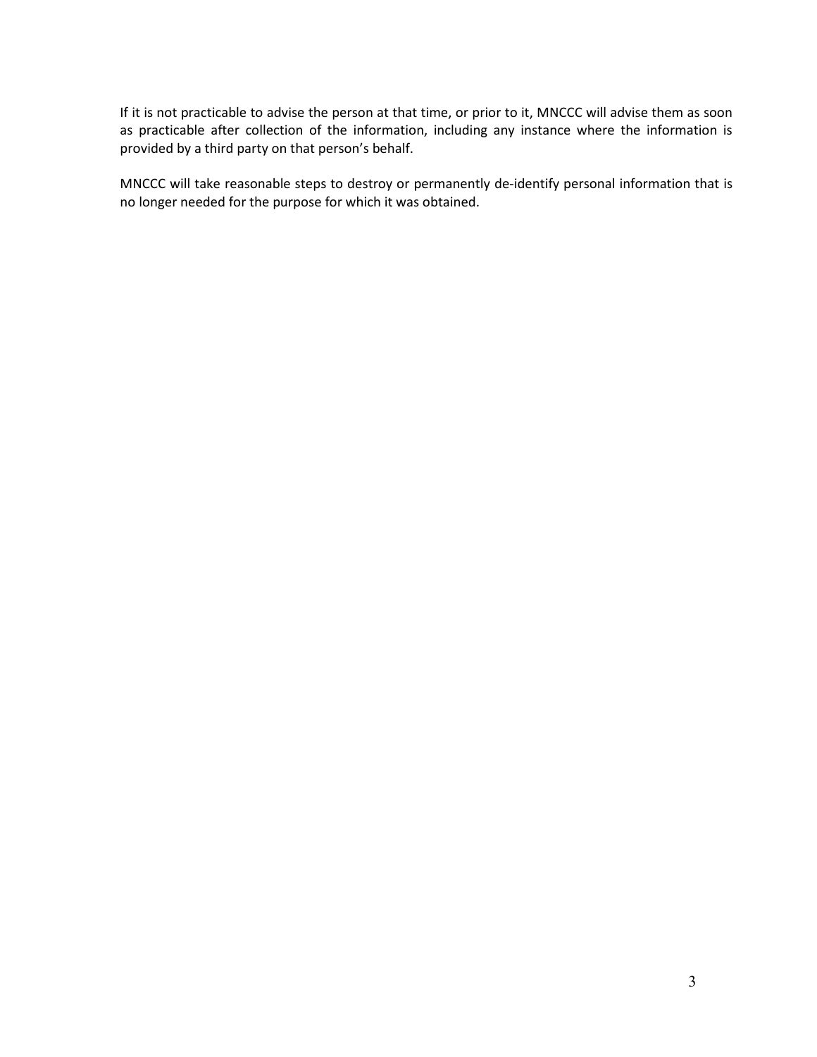If it is not practicable to advise the person at that time, or prior to it, MNCCC will advise them as soon as practicable after collection of the information, including any instance where the information is provided by a third party on that person's behalf.

MNCCC will take reasonable steps to destroy or permanently de-identify personal information that is no longer needed for the purpose for which it was obtained.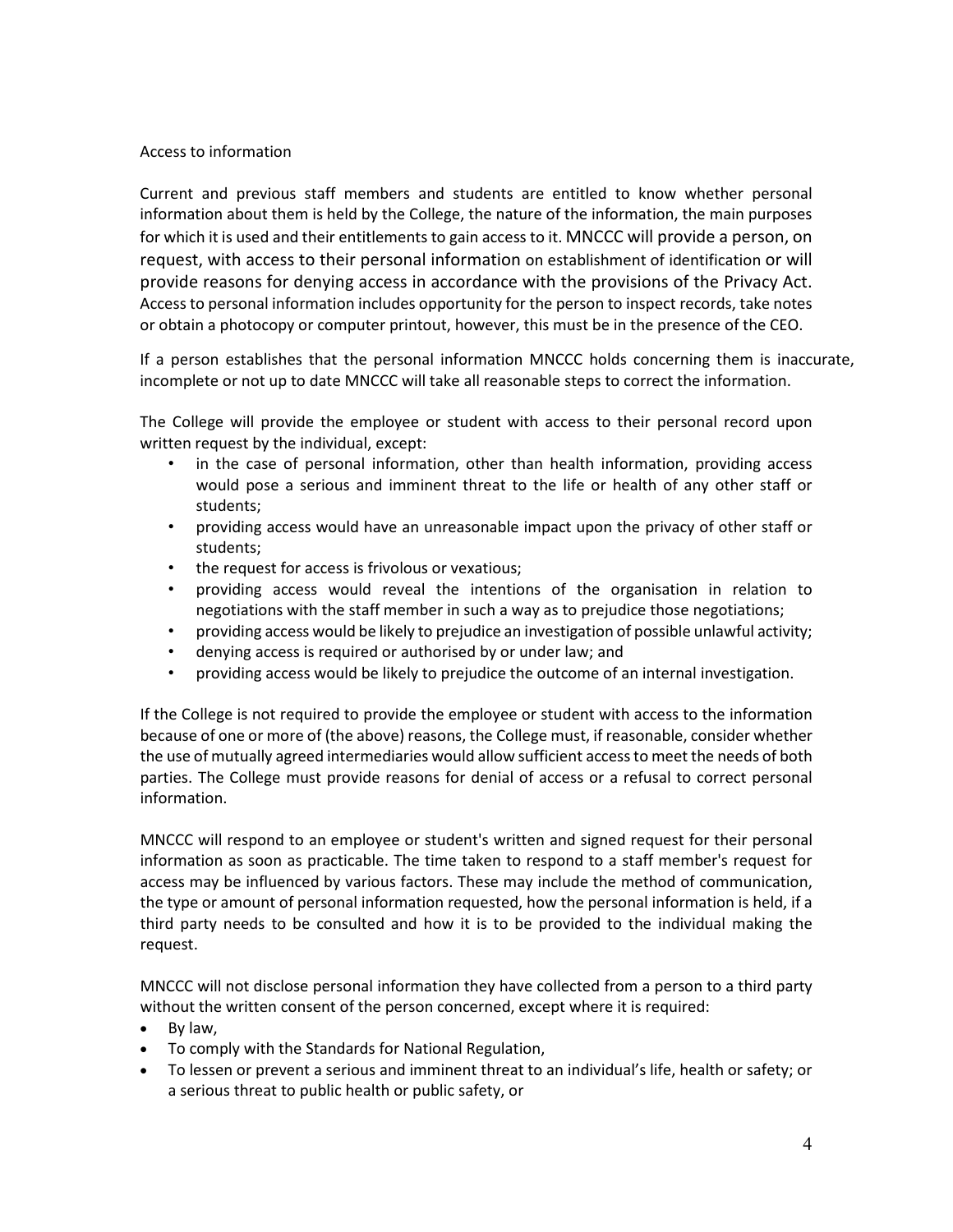Access to information

Current and previous staff members and students are entitled to know whether personal information about them is held by the College, the nature of the information, the main purposes for which it is used and their entitlements to gain access to it. MNCCC will provide a person, on request, with access to their personal information on establishment of identification or will provide reasons for denying access in accordance with the provisions of the Privacy Act. Access to personal information includes opportunity for the person to inspect records, take notes or obtain a photocopy or computer printout, however, this must be in the presence of the CEO.

If a person establishes that the personal information MNCCC holds concerning them is inaccurate, incomplete or not up to date MNCCC will take all reasonable steps to correct the information.

The College will provide the employee or student with access to their personal record upon written request by the individual, except:

- in the case of personal information, other than health information, providing access would pose a serious and imminent threat to the life or health of any other staff or students;
- providing access would have an unreasonable impact upon the privacy of other staff or students;
- the request for access is frivolous or vexatious;
- providing access would reveal the intentions of the organisation in relation to negotiations with the staff member in such a way as to prejudice those negotiations;
- providing access would be likely to prejudice an investigation of possible unlawful activity;
- denying access is required or authorised by or under law; and
- providing access would be likely to prejudice the outcome of an internal investigation.

If the College is not required to provide the employee or student with access to the information because of one or more of (the above) reasons, the College must, if reasonable, consider whether the use of mutually agreed intermediaries would allow sufficient access to meet the needs of both parties. The College must provide reasons for denial of access or a refusal to correct personal information.

MNCCC will respond to an employee or student's written and signed request for their personal information as soon as practicable. The time taken to respond to a staff member's request for access may be influenced by various factors. These may include the method of communication, the type or amount of personal information requested, how the personal information is held, if a third party needs to be consulted and how it is to be provided to the individual making the request.

MNCCC will not disclose personal information they have collected from a person to a third party without the written consent of the person concerned, except where it is required:

- By law,
- To comply with the Standards for National Regulation,
- To lessen or prevent a serious and imminent threat to an individual's life, health or safety; or a serious threat to public health or public safety, or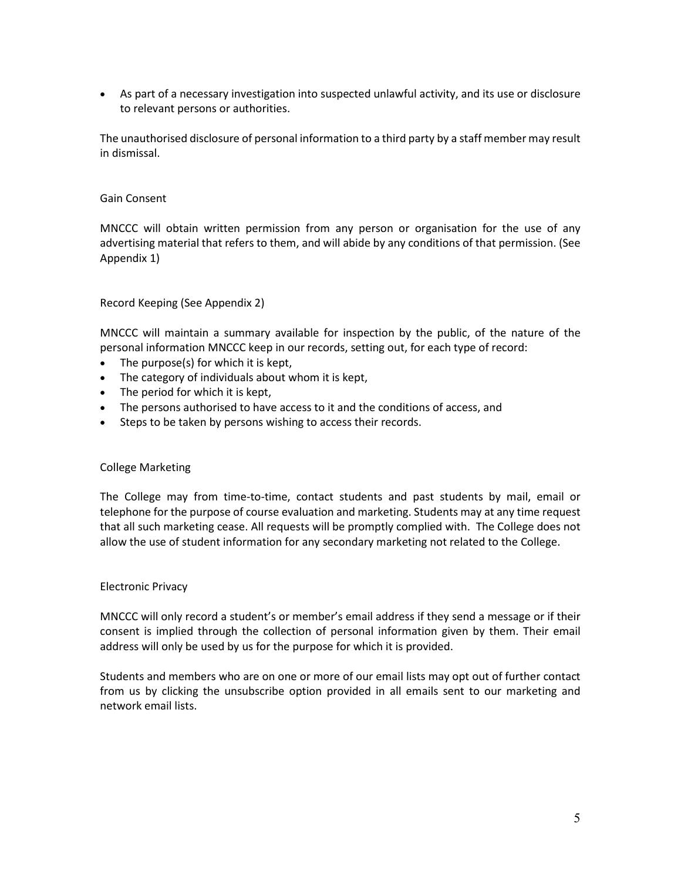- As part of a necessary investigation into suspected unlawful activity, and its use or disclosure to relevant persons or authorities.

The unauthorised disclosure of personal information to a third party by a staff member may result in dismissal.

### Gain Consent

MNCCC will obtain written permission from any person or organisation for the use of any advertising material that refers to them, and will abide by any conditions of that permission. (See Appendix 1)

### Record Keeping (See Appendix 2)

MNCCC will maintain a summary available for inspection by the public, of the nature of the personal information MNCCC keep in our records, setting out, for each type of record:

- The purpose(s) for which it is kept,
- The category of individuals about whom it is kept,
- The period for which it is kept,
- The persons authorised to have access to it and the conditions of access, and
- Steps to be taken by persons wishing to access their records.

### College Marketing

The College may from time-to-time, contact students and past students by mail, email or telephone for the purpose of course evaluation and marketing. Students may at any time request that all such marketing cease. All requests will be promptly complied with. The College does not allow the use of student information for any secondary marketing not related to the College.

### Electronic Privacy

MNCCC will only record a student's or member's email address if they send a message or if their consent is implied through the collection of personal information given by them. Their email address will only be used by us for the purpose for which it is provided.

Students and members who are on one or more of our email lists may opt out of further contact from us by clicking the unsubscribe option provided in all emails sent to our marketing and network email lists.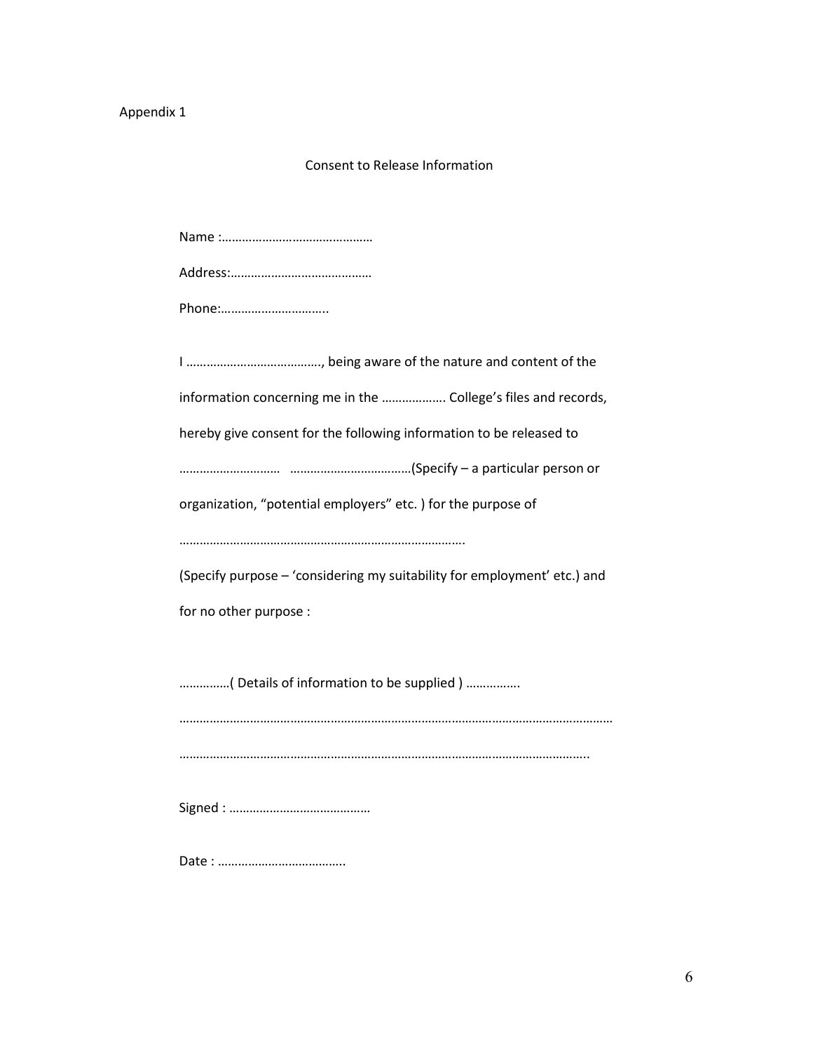Appendix 1

## Consent to Release Information

Name :………………………………………

Address:……………………………………

Phone:…………………………..

I ………………………………….., being aware of the nature and content of the information concerning me in the ………………. College's files and records, hereby give consent for the following information to be released to ………………………… ………………………………(Specify – a particular person or organization, "potential employers" etc. ) for the purpose of …………………………………………………………………….

(Specify purpose – 'considering my suitability for employment' etc.) and for no other purpose :

……………( Details of information to be supplied ) …………….

……………………………………………………………………………………………………………

…………………………………………………………………………………………………………..

Signed : ……………………………………

Date : ………………………………..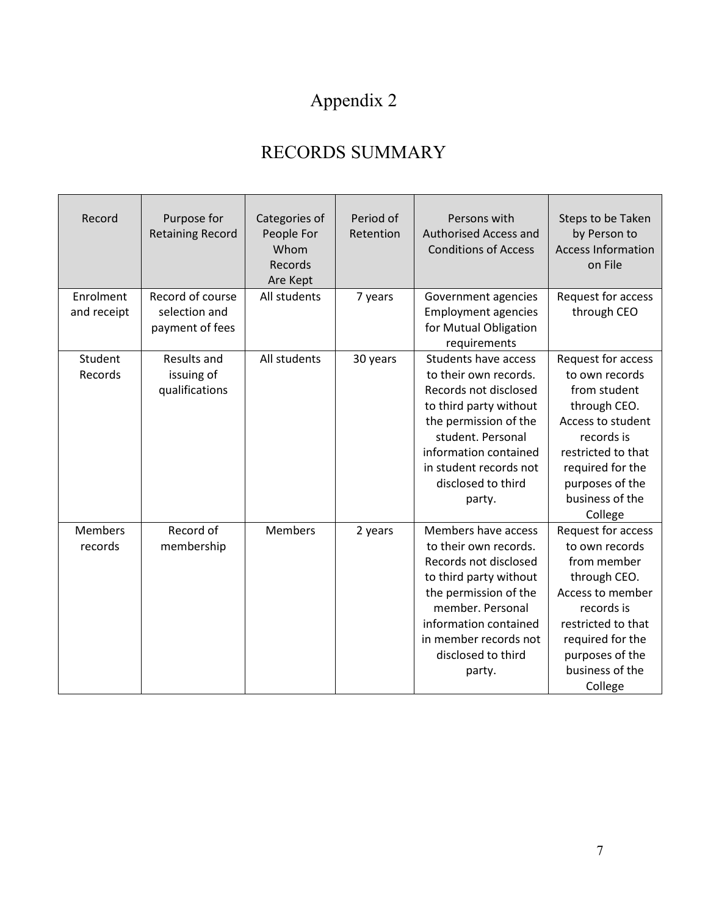# Appendix 2

## RECORDS SUMMARY

| Record | Purpose for Retaining Record | Categories of People For Whom Records Are Kept | Period of Retention | Persons with Authorised Access and Conditions of Access | Steps to be Taken by Person to Access Information on File |
|---|---|---|---|---|---|
| Enrolment and receipt | Record of course selection and payment of fees | All students | 7 years | Government agencies Employment agencies for Mutual Obligation requirements | Request for access through CEO |
| Student Records | Results and issuing of qualifications | All students | 30 years | Students have access to their own records. Records not disclosed to third party without the permission of the student. Personal information contained in student records not disclosed to third party. | Request for access to own records from student through CEO. Access to student records is restricted to that required for the purposes of the business of the College |
| Members records | Record of membership | Members | 2 years | Members have access to their own records. Records not disclosed to third party without the permission of the member. Personal information contained in member records not disclosed to third party. | Request for access to own records from member through CEO. Access to member records is restricted to that required for the purposes of the business of the College |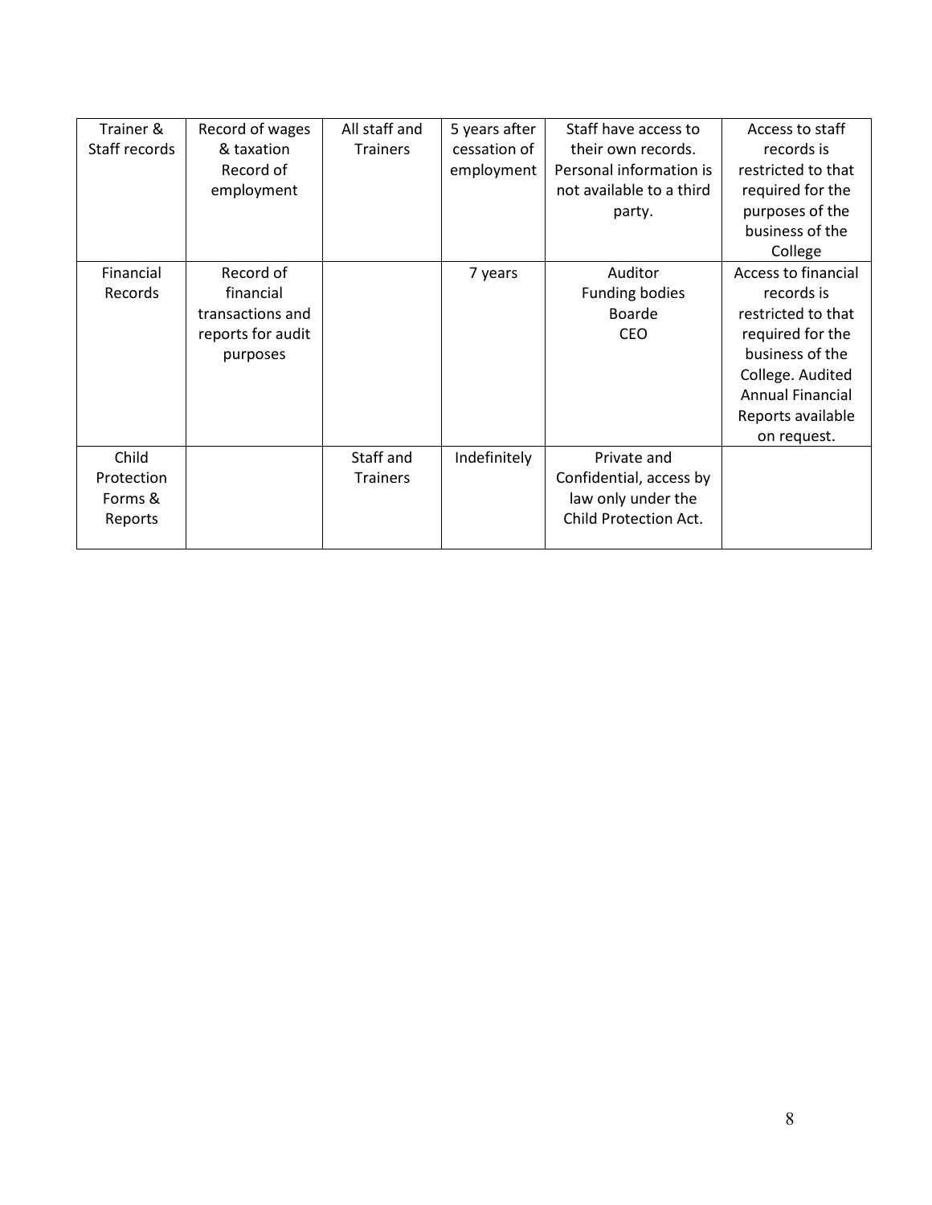| | | | | | |
|---|---|---|---|---|---|
| Trainer & Staff records | Record of wages & taxation Record of employment | All staff and Trainers | 5 years after cessation of employment | Staff have access to their own records. Personal information is not available to a third party. | Access to staff records is restricted to that required for the purposes of the business of the College |
| Financial Records | Record of financial transactions and reports for audit purposes | | 7 years | Auditor Funding bodies Boarde CEO | Access to financial records is restricted to that required for the business of the College. Audited Annual Financial Reports available on request. |
| Child Protection Forms & Reports | | Staff and Trainers | Indefinitely | Private and Confidential, access by law only under the Child Protection Act. | |